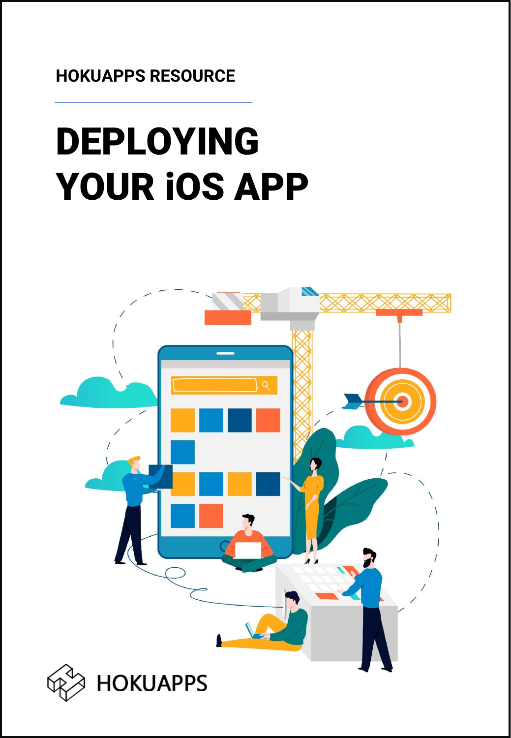HOKUAPPS RESOURCE

# DEPLOYING YOUR iOS APP

HOKUAPPS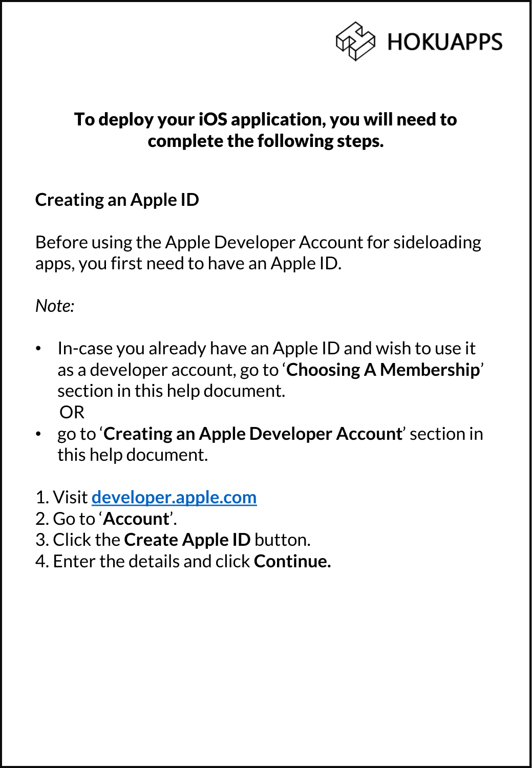**To deploy your iOS application, you will need to complete the following steps.**

## Creating an Apple ID

Before using the Apple Developer Account for sideloading apps, you first need to have an Apple ID.

*Note:*

- In-case you already have an Apple ID and wish to use it as a developer account, go to '**Choosing A Membership**' section in this help document.
  OR
- go to '**Creating an Apple Developer Account**' section in this help document.

1. Visit [developer.apple.com](developer.apple.com)
2. Go to '**Account**'.
3. Click the **Create Apple ID** button.
4. Enter the details and click **Continue.**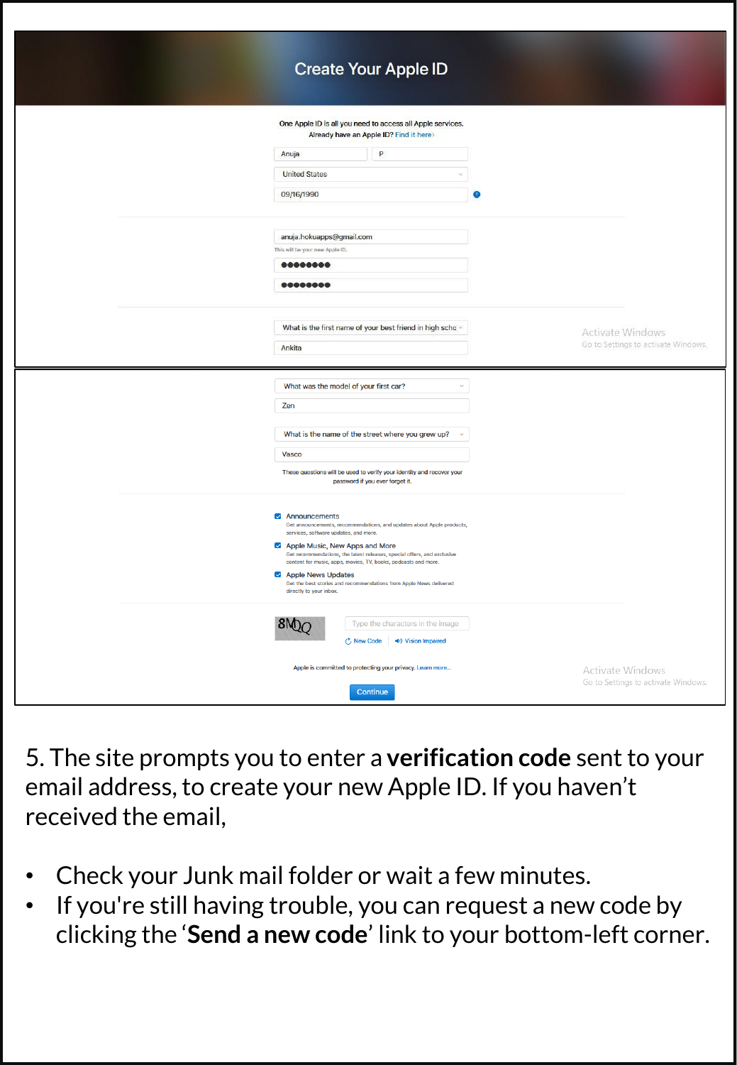# Create Your Apple ID

One Apple ID is all you need to access all Apple services.
Already have an Apple ID? Find it here›

Anuja

P

United States

09/16/1990

anuja.hokuapps@gmail.com

This will be your new Apple ID.

●●●●●●●●

●●●●●●●●

What is the first name of your best friend in high scho

Ankita

What was the model of your first car?

Zen

What is the name of the street where you grew up?

Vasco

These questions will be used to verify your identity and recover your password if you ever forget it.

- [x] Announcements
  Get announcements, recommendations, and updates about Apple products, services, software updates, and more.
- [x] Apple Music, New Apps and More
  Get recommendations, the latest releases, special offers, and exclusive content for music, apps, movies, TV, books, podcasts and more.
- [x] Apple News Updates
  Get the best stories and recommendations from Apple News delivered directly to your inbox.

8MQQ

Type the characters in the image

New Code | Vision Impaired

Apple is committed to protecting your privacy. Learn more...

Continue

5. The site prompts you to enter a **verification code** sent to your email address, to create your new Apple ID. If you haven't received the email,

- Check your Junk mail folder or wait a few minutes.
- If you're still having trouble, you can request a new code by clicking the '**Send a new code**' link to your bottom-left corner.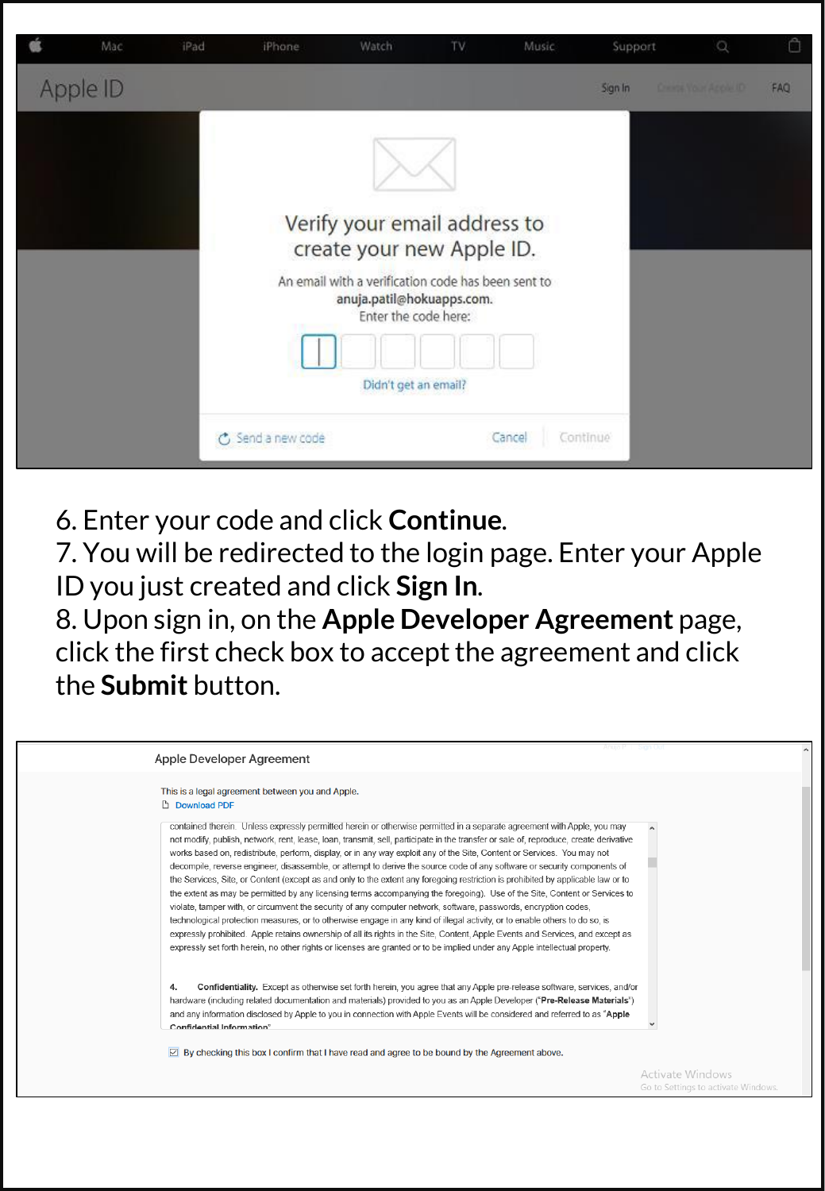6. Enter your code and click **Continue**.
7. You will be redirected to the login page. Enter your Apple ID you just created and click **Sign In**.
8. Upon sign in, on the **Apple Developer Agreement** page, click the first check box to accept the agreement and click the **Submit** button.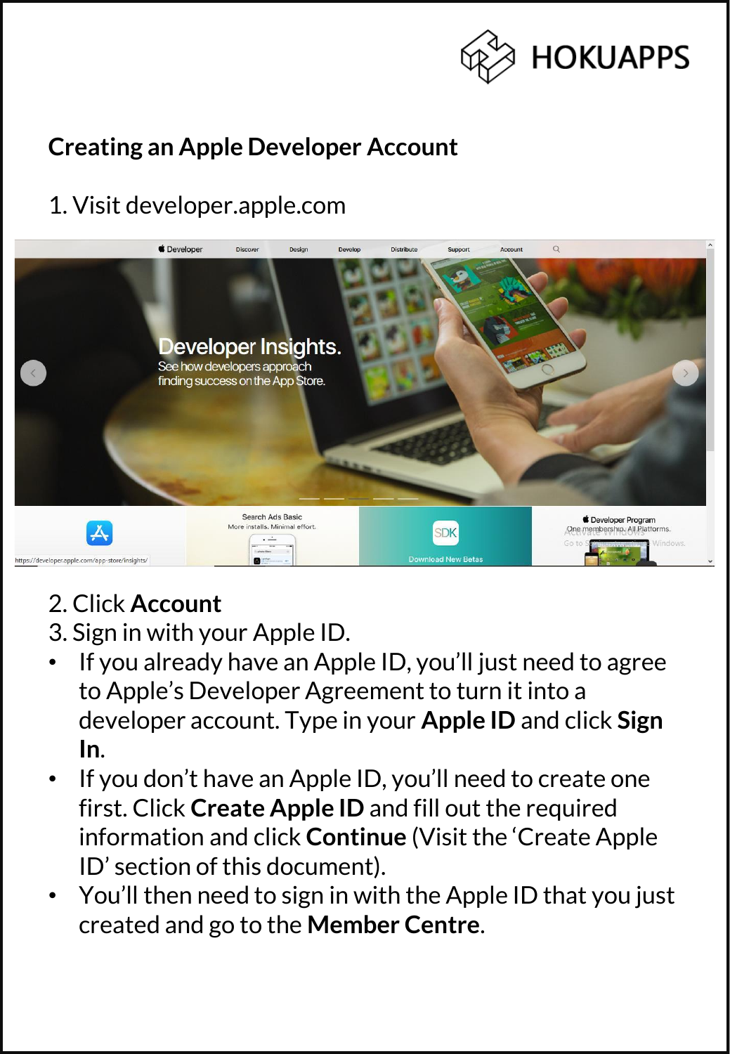## Creating an Apple Developer Account

1. Visit developer.apple.com

2. Click **Account**
3. Sign in with your Apple ID.
- If you already have an Apple ID, you'll just need to agree to Apple's Developer Agreement to turn it into a developer account. Type in your **Apple ID** and click **Sign In**.
- If you don't have an Apple ID, you'll need to create one first. Click **Create Apple ID** and fill out the required information and click **Continue** (Visit the 'Create Apple ID' section of this document).
- You'll then need to sign in with the Apple ID that you just created and go to the **Member Centre**.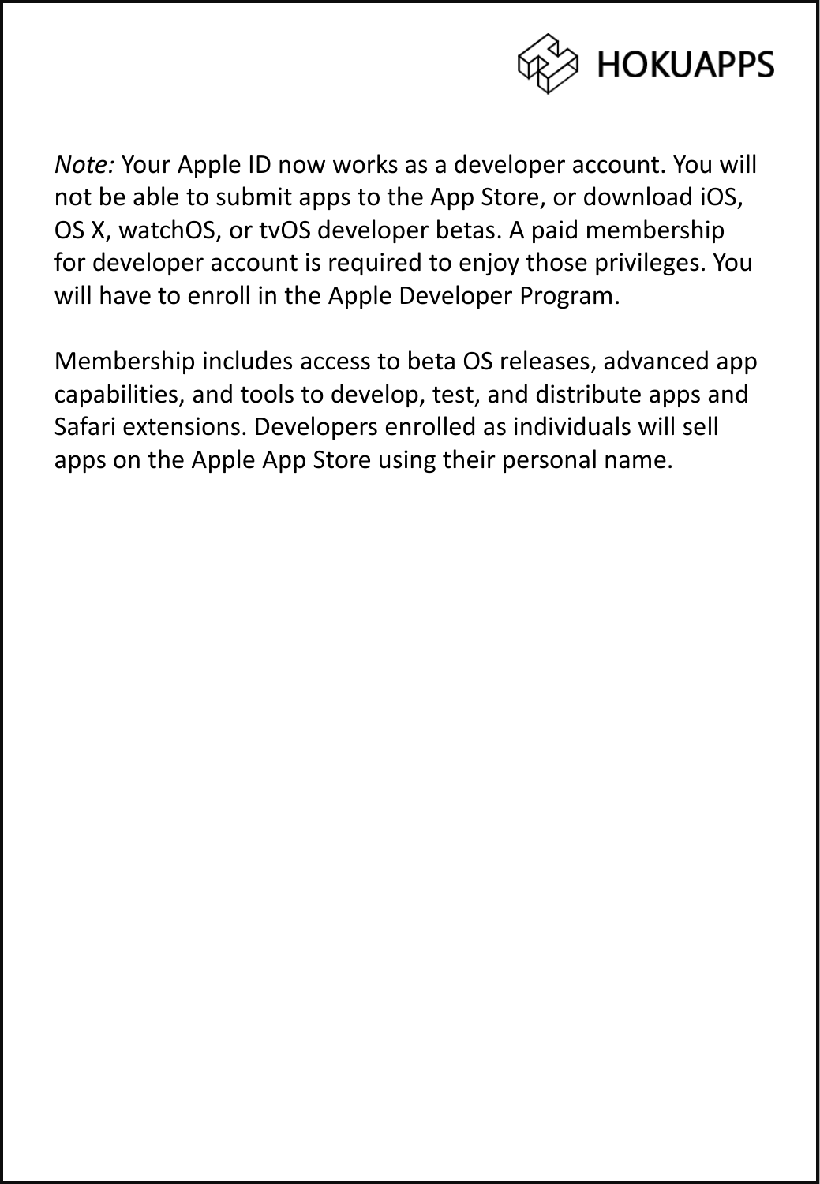*Note:* Your Apple ID now works as a developer account. You will not be able to submit apps to the App Store, or download iOS, OS X, watchOS, or tvOS developer betas. A paid membership for developer account is required to enjoy those privileges. You will have to enroll in the Apple Developer Program.

Membership includes access to beta OS releases, advanced app capabilities, and tools to develop, test, and distribute apps and Safari extensions. Developers enrolled as individuals will sell apps on the Apple App Store using their personal name.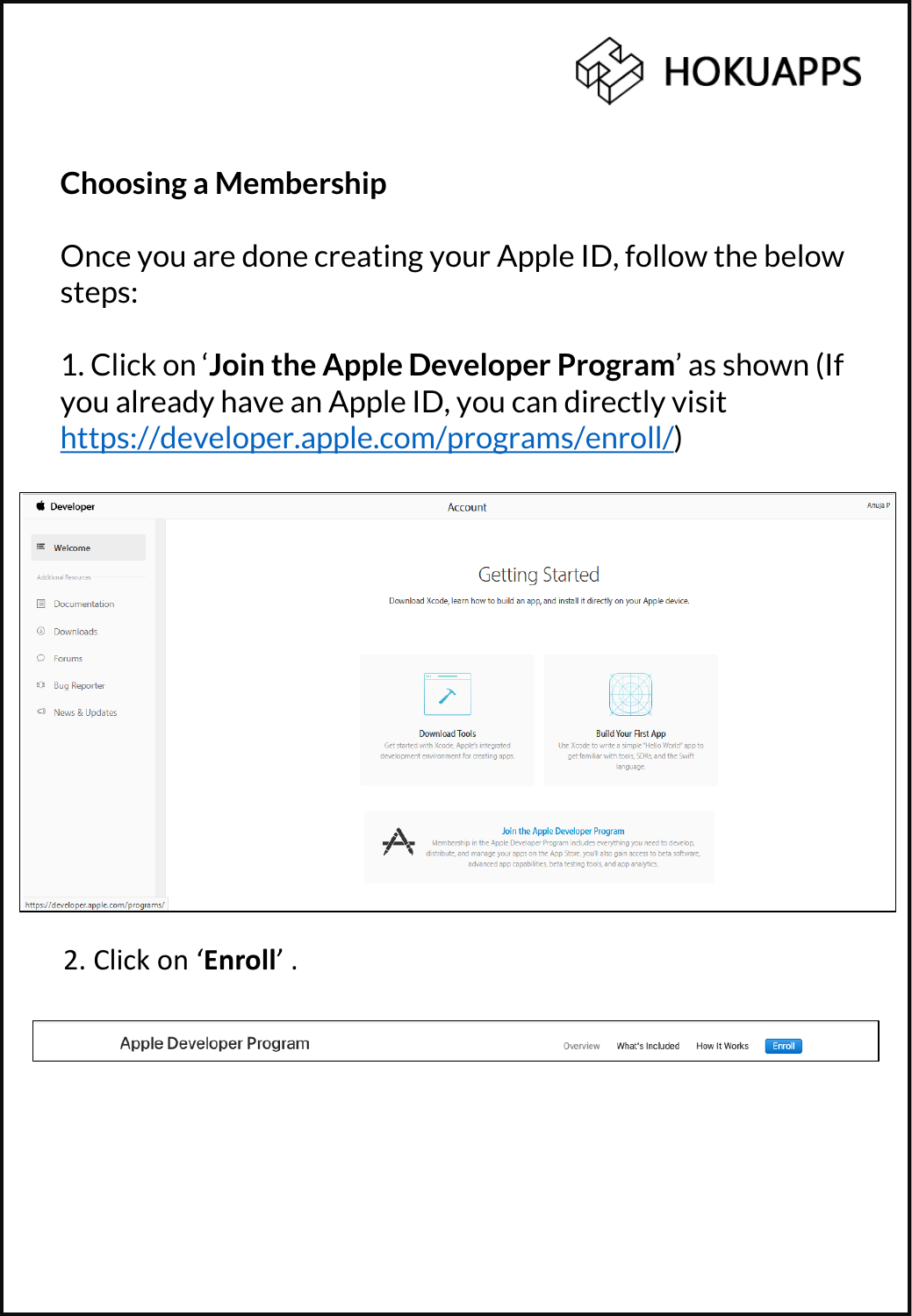## Choosing a Membership

Once you are done creating your Apple ID, follow the below steps:

1. Click on '**Join the Apple Developer Program**' as shown (If you already have an Apple ID, you can directly visit https://developer.apple.com/programs/enroll/)

2. Click on '**Enroll**' .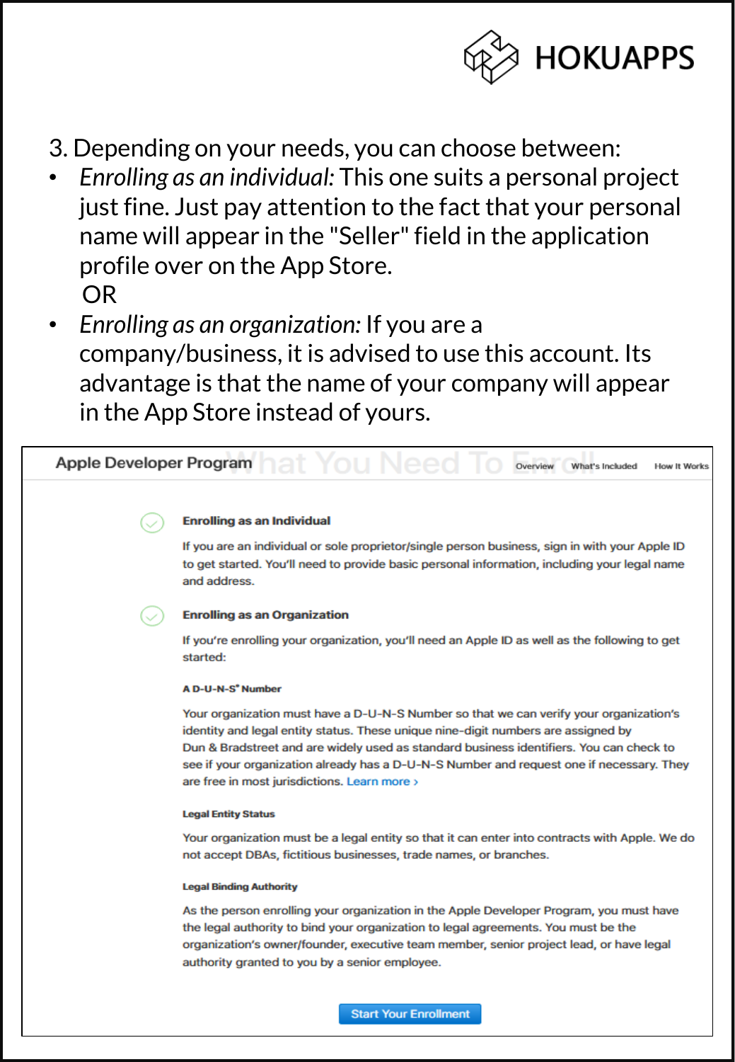3. Depending on your needs, you can choose between:

- *Enrolling as an individual:* This one suits a personal project just fine. Just pay attention to the fact that your personal name will appear in the "Seller" field in the application profile over on the App Store.
  OR
- *Enrolling as an organization:* If you are a company/business, it is advised to use this account. Its advantage is that the name of your company will appear in the App Store instead of yours.

Apple Developer Program — What You Need To Enroll — Overview | What's Included | How It Works

**Enrolling as an Individual**

If you are an individual or sole proprietor/single person business, sign in with your Apple ID to get started. You'll need to provide basic personal information, including your legal name and address.

**Enrolling as an Organization**

If you're enrolling your organization, you'll need an Apple ID as well as the following to get started:

**A D-U-N-S® Number**

Your organization must have a D-U-N-S Number so that we can verify your organization's identity and legal entity status. These unique nine-digit numbers are assigned by Dun & Bradstreet and are widely used as standard business identifiers. You can check to see if your organization already has a D-U-N-S Number and request one if necessary. They are free in most jurisdictions. Learn more ›

**Legal Entity Status**

Your organization must be a legal entity so that it can enter into contracts with Apple. We do not accept DBAs, fictitious businesses, trade names, or branches.

**Legal Binding Authority**

As the person enrolling your organization in the Apple Developer Program, you must have the legal authority to bind your organization to legal agreements. You must be the organization's owner/founder, executive team member, senior project lead, or have legal authority granted to you by a senior employee.

Start Your Enrollment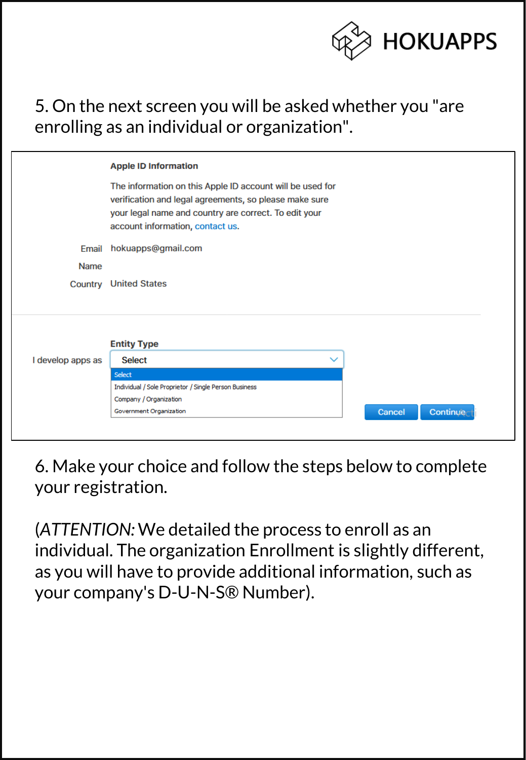5. On the next screen you will be asked whether you "are enrolling as an individual or organization".

**Apple ID Information**

The information on this Apple ID account will be used for verification and legal agreements, so please make sure your legal name and country are correct. To edit your account information, contact us.

Email hokuapps@gmail.com

Name

Country United States

I develop apps as

**Entity Type**

Select

- Select
- Individual / Sole Proprietor / Single Person Business
- Company / Organization
- Government Organization

Cancel Continue

6. Make your choice and follow the steps below to complete your registration.

(*ATTENTION:* We detailed the process to enroll as an individual. The organization Enrollment is slightly different, as you will have to provide additional information, such as your company's D-U-N-S® Number).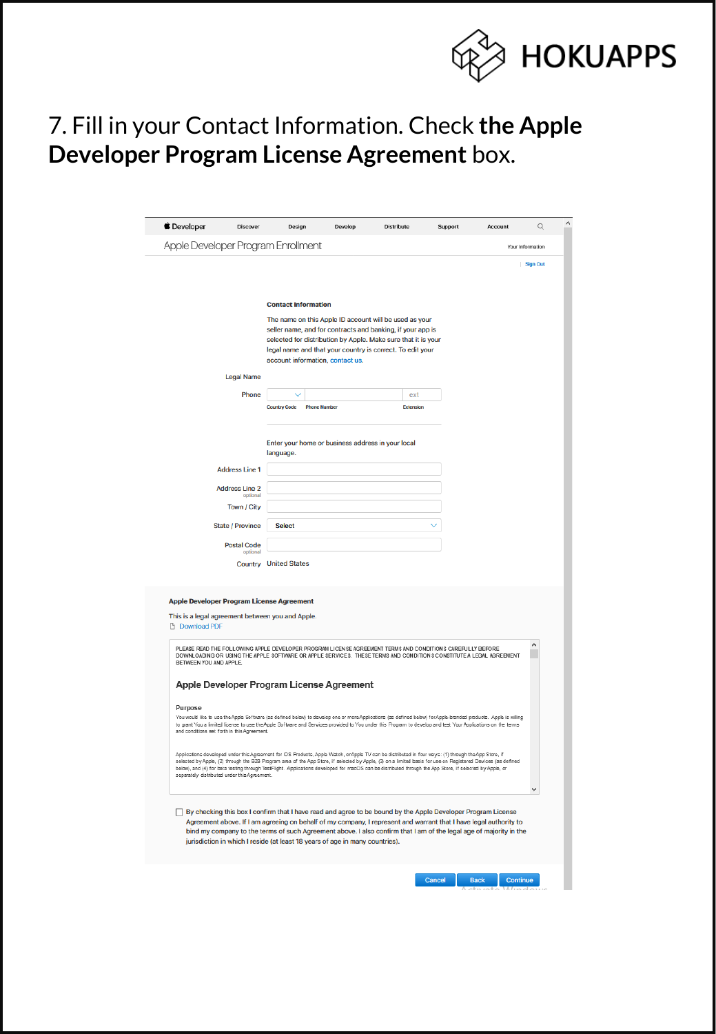7. Fill in your Contact Information. Check **the Apple Developer Program License Agreement** box.

Developer | Discover | Design | Develop | Distribute | Support | Account

Apple Developer Program Enrollment

Your Information | Sign Out

**Contact Information**

The name on this Apple ID account will be used as your seller name, and for contracts and banking, if your app is selected for distribution by Apple. Make sure that it is your legal name and that your country is correct. To edit your account information, contact us.

Legal Name

Phone — Country Code | Phone Number | ext Extension

Enter your home or business address in your local language.

Address Line 1

Address Line 2 (optional)

Town / City

State / Province — Select

Postal Code (optional)

Country — United States

**Apple Developer Program License Agreement**

This is a legal agreement between you and Apple.

Download PDF

PLEASE READ THE FOLLOWING APPLE DEVELOPER PROGRAM LICENSE AGREEMENT TERMS AND CONDITIONS CAREFULLY BEFORE DOWNLOADING OR USING THE APPLE SOFTWARE OR APPLE SERVICES. THESE TERMS AND CONDITIONS CONSTITUTE A LEGAL AGREEMENT BETWEEN YOU AND APPLE.

**Apple Developer Program License Agreement**

Purpose

You would like to use the Apple Software (as defined below) to develop one or more Applications (as defined below) for Apple-branded products. Apple is willing to grant You a limited license to use the Apple Software and Services provided to You under this Program to develop and test Your Applications on the terms and conditions set forth in this Agreement.

Applications developed under this Agreement for iOS Products, Apple Watch, or Apple TV can be distributed in four ways: (1) through the App Store, if selected by Apple, (2) through the B2B Program area of the App Store, if selected by Apple, (3) on a limited basis for use on Registered Devices (as defined below), and (4) for beta testing through TestFlight. Applications developed for macOS can be distributed through the App Store, if selected by Apple, or separately distributed under this Agreement.

☐ By checking this box I confirm that I have read and agree to be bound by the Apple Developer Program License Agreement above. If I am agreeing on behalf of my company, I represent and warrant that I have legal authority to bind my company to the terms of such Agreement above. I also confirm that I am of the legal age of majority in the jurisdiction in which I reside (at least 18 years of age in many countries).

Cancel | Back | Continue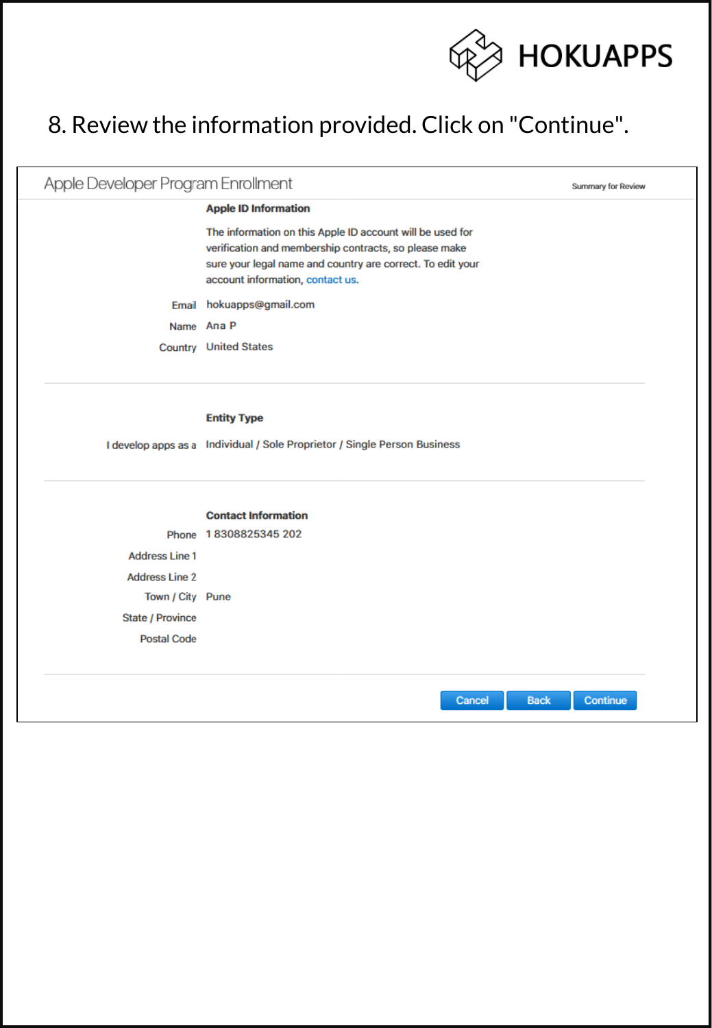HOKUAPPS

## 8. Review the information provided. Click on "Continue".

**Apple Developer Program Enrollment** — Summary for Review

**Apple ID Information**

The information on this Apple ID account will be used for verification and membership contracts, so please make sure your legal name and country are correct. To edit your account information, contact us.

Email: hokuapps@gmail.com
Name: Ana P
Country: United States

**Entity Type**

I develop apps as a: Individual / Sole Proprietor / Single Person Business

**Contact Information**

Phone: 1 8308825345 202
Address Line 1:
Address Line 2:
Town / City: Pune
State / Province:
Postal Code:

Cancel | Back | Continue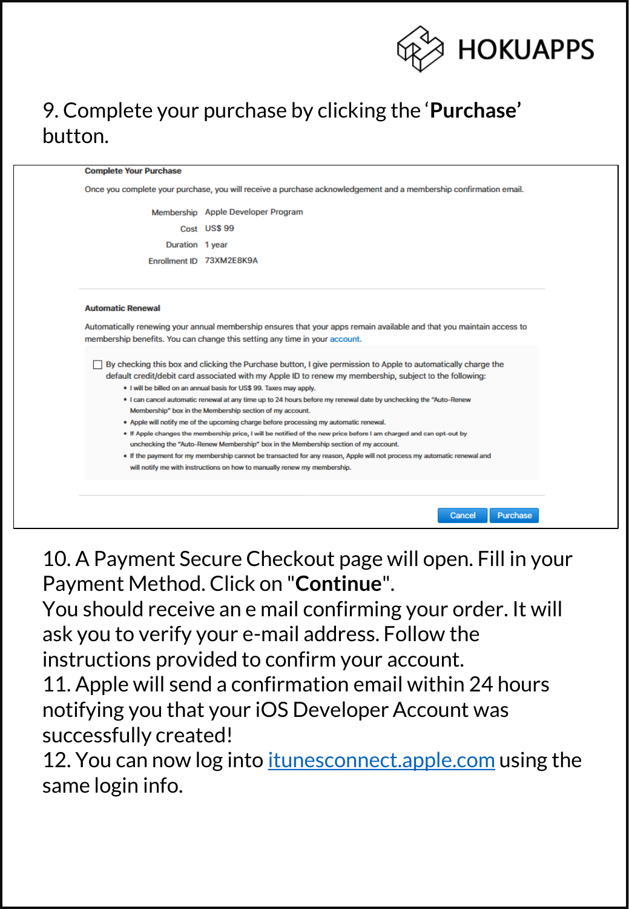9. Complete your purchase by clicking the '**Purchase**' button.

**Complete Your Purchase**

Once you complete your purchase, you will receive a purchase acknowledgement and a membership confirmation email.

| | |
|---|---|
| Membership | Apple Developer Program |
| Cost | US$ 99 |
| Duration | 1 year |
| Enrollment ID | 73XM2E8K9A |

**Automatic Renewal**

Automatically renewing your annual membership ensures that your apps remain available and that you maintain access to membership benefits. You can change this setting any time in your account.

☐ By checking this box and clicking the Purchase button, I give permission to Apple to automatically charge the default credit/debit card associated with my Apple ID to renew my membership, subject to the following:

- I will be billed on an annual basis for US$ 99. Taxes may apply.
- I can cancel automatic renewal at any time up to 24 hours before my renewal date by unchecking the "Auto-Renew Membership" box in the Membership section of my account.
- Apple will notify me of the upcoming charge before processing my automatic renewal.
- If Apple changes the membership price, I will be notified of the new price before I am charged and can opt-out by unchecking the "Auto-Renew Membership" box in the Membership section of my account.
- If the payment for my membership cannot be transacted for any reason, Apple will not process my automatic renewal and will notify me with instructions on how to manually renew my membership.

Cancel | Purchase

10. A Payment Secure Checkout page will open. Fill in your Payment Method. Click on "**Continue**".
You should receive an e mail confirming your order. It will ask you to verify your e-mail address. Follow the instructions provided to confirm your account.
11. Apple will send a confirmation email within 24 hours notifying you that your iOS Developer Account was successfully created!
12. You can now log into [itunesconnect.apple.com](itunesconnect.apple.com) using the same login info.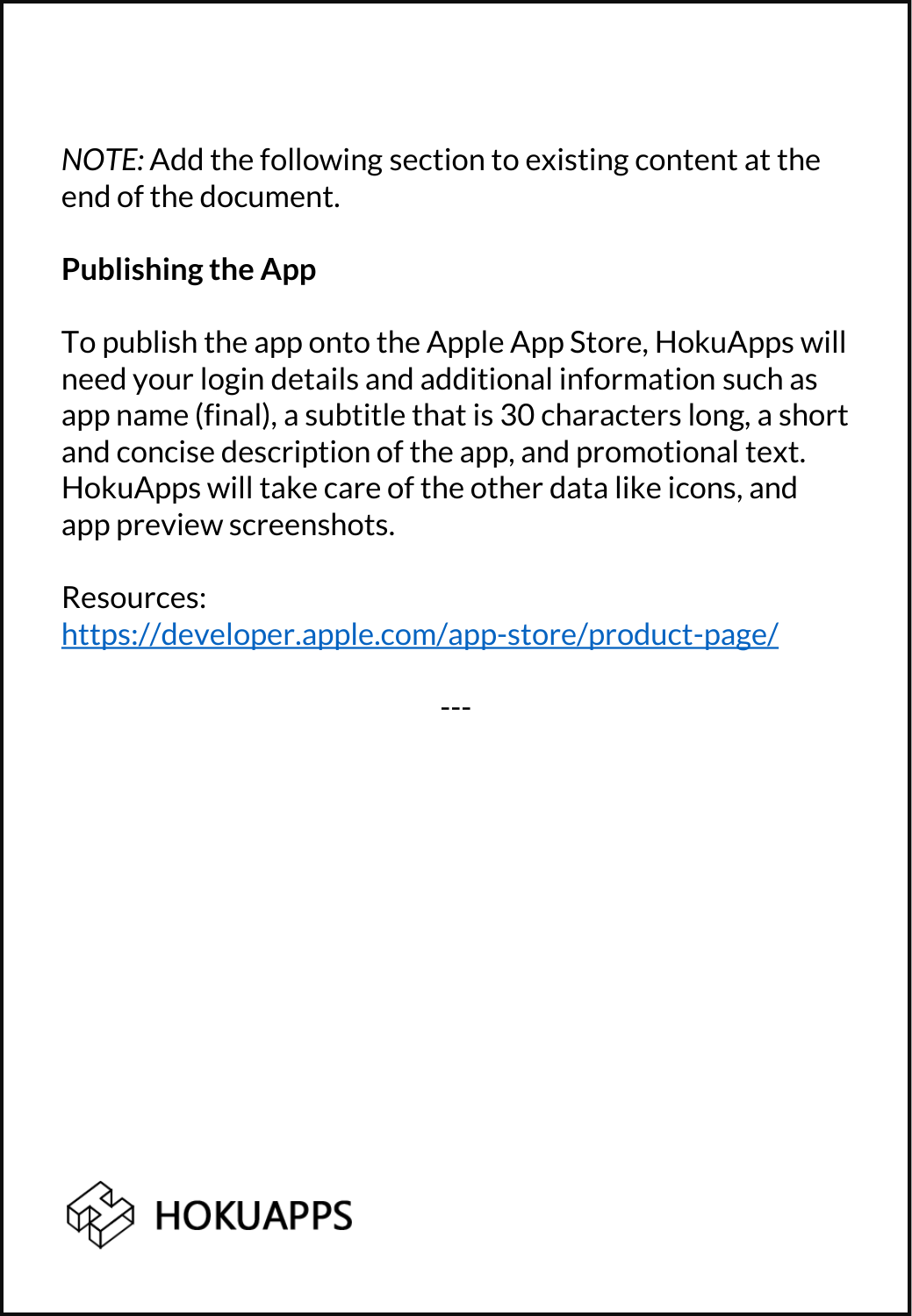*NOTE*: Add the following section to existing content at the end of the document.

**Publishing the App**

To publish the app onto the Apple App Store, HokuApps will need your login details and additional information such as app name (final), a subtitle that is 30 characters long, a short and concise description of the app, and promotional text. HokuApps will take care of the other data like icons, and app preview screenshots.

Resources:
https://developer.apple.com/app-store/product-page/

---